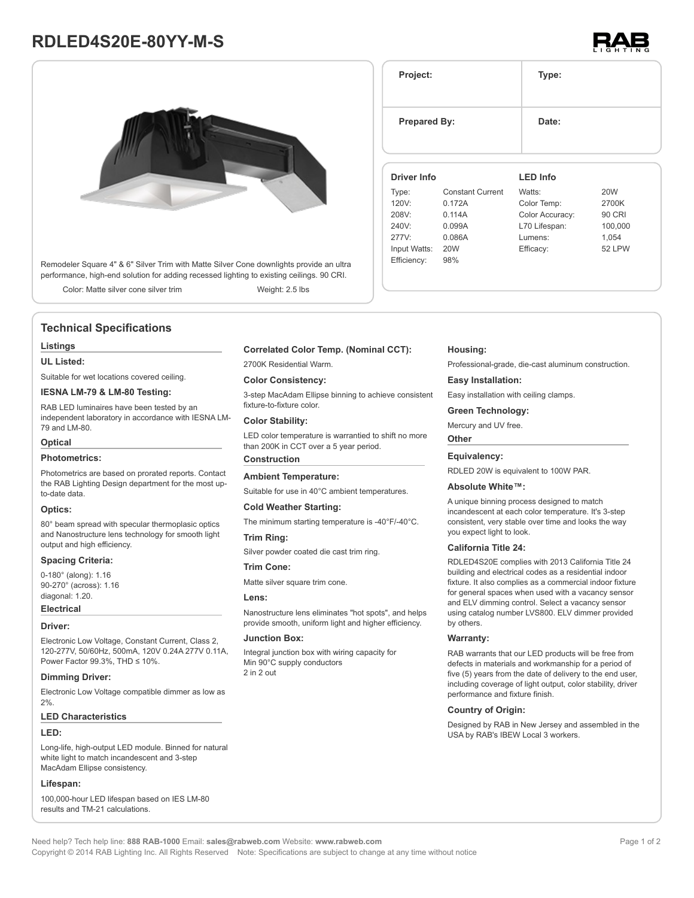# RDLED4S20E-80YY-M-S

Remodeler Square 4" & 6" Silver Trim with Matte Silver Cone downlights provide an ultra performance, high-end solution for adding recessed lighting to existing ceilings. 90 CRI.

Color: Matte silver cone silver trim

Weight: 2.5 lbs

| Project: | Type: |
|---|---|
| Prepared By: | Date: |

| Driver Info | | LED Info | |
|---|---|---|---|
| Type: | Constant Current | Watts: | 20W |
| 120V: | 0.172A | Color Temp: | 2700K |
| 208V: | 0.114A | Color Accuracy: | 90 CRI |
| 240V: | 0.099A | L70 Lifespan: | 100,000 |
| 277V: | 0.086A | Lumens: | 1,054 |
| Input Watts: | 20W | Efficacy: | 52 LPW |
| Efficiency: | 98% | | |

## Technical Specifications

### Listings

**UL Listed:**

Suitable for wet locations covered ceiling.

**IESNA LM-79 & LM-80 Testing:**

RAB LED luminaires have been tested by an independent laboratory in accordance with IESNA LM-79 and LM-80.

### Optical

**Photometrics:**

Photometrics are based on prorated reports. Contact the RAB Lighting Design department for the most up-to-date data.

**Optics:**

80° beam spread with specular thermoplasic optics and Nanostructure lens technology for smooth light output and high efficiency.

**Spacing Criteria:**

0-180° (along): 1.16
90-270° (across): 1.16
diagonal: 1.20.

### Electrical

**Driver:**

Electronic Low Voltage, Constant Current, Class 2, 120-277V, 50/60Hz, 500mA, 120V 0.24A 277V 0.11A, Power Factor 99.3%, THD ≤ 10%.

**Dimming Driver:**

Electronic Low Voltage compatible dimmer as low as 2%.

### LED Characteristics

**LED:**

Long-life, high-output LED module. Binned for natural white light to match incandescent and 3-step MacAdam Ellipse consistency.

**Lifespan:**

100,000-hour LED lifespan based on IES LM-80 results and TM-21 calculations.

**Correlated Color Temp. (Nominal CCT):**

2700K Residential Warm.

**Color Consistency:**

3-step MacAdam Ellipse binning to achieve consistent fixture-to-fixture color.

**Color Stability:**

LED color temperature is warrantied to shift no more than 200K in CCT over a 5 year period.

### Construction

**Ambient Temperature:**

Suitable for use in 40°C ambient temperatures.

**Cold Weather Starting:**

The minimum starting temperature is -40°F/-40°C.

**Trim Ring:**

Silver powder coated die cast trim ring.

**Trim Cone:**

Matte silver square trim cone.

**Lens:**

Nanostructure lens eliminates "hot spots", and helps provide smooth, uniform light and higher efficiency.

**Junction Box:**

Integral junction box with wiring capacity for Min 90°C supply conductors
2 in 2 out

**Housing:**

Professional-grade, die-cast aluminum construction.

**Easy Installation:**

Easy installation with ceiling clamps.

**Green Technology:**

Mercury and UV free.

### Other

**Equivalency:**

RDLED 20W is equivalent to 100W PAR.

**Absolute White™:**

A unique binning process designed to match incandescent at each color temperature. It's 3-step consistent, very stable over time and looks the way you expect light to look.

**California Title 24:**

RDLED4S20E complies with 2013 California Title 24 building and electrical codes as a residential indoor fixture. It also complies as a commercial indoor fixture for general spaces when used with a vacancy sensor and ELV dimming control. Select a vacancy sensor using catalog number LVS800. ELV dimmer provided by others.

**Warranty:**

RAB warrants that our LED products will be free from defects in materials and workmanship for a period of five (5) years from the date of delivery to the end user, including coverage of light output, color stability, driver performance and fixture finish.

**Country of Origin:**

Designed by RAB in New Jersey and assembled in the USA by RAB's IBEW Local 3 workers.

Need help? Tech help line: **888 RAB-1000** Email: **sales@rabweb.com** Website: **www.rabweb.com**
Copyright © 2014 RAB Lighting Inc. All Rights Reserved  Note: Specifications are subject to change at any time without notice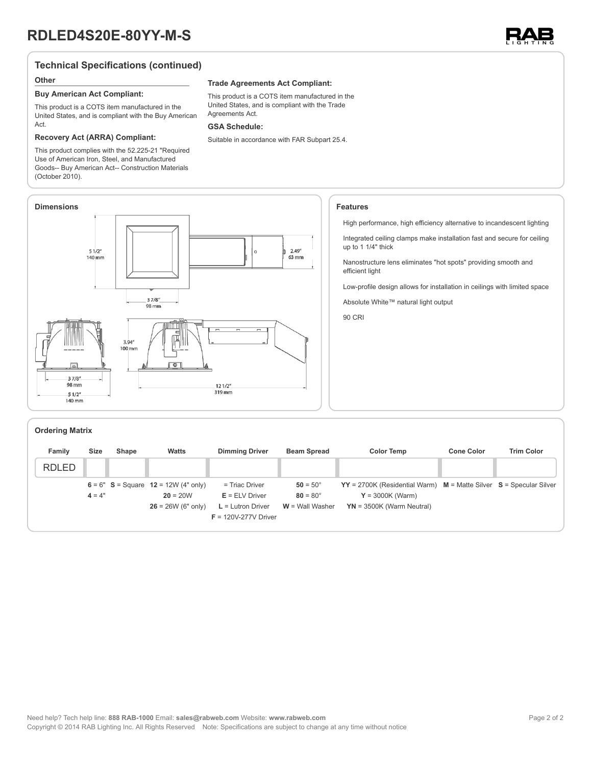# RDLED4S20E-80YY-M-S

## Technical Specifications (continued)

### Other

**Buy American Act Compliant:**

This product is a COTS item manufactured in the United States, and is compliant with the Buy American Act.

**Recovery Act (ARRA) Compliant:**

This product complies with the 52.225-21 "Required Use of American Iron, Steel, and Manufactured Goods-- Buy American Act-- Construction Materials (October 2010).

**Trade Agreements Act Compliant:**

This product is a COTS item manufactured in the United States, and is compliant with the Trade Agreements Act.

**GSA Schedule:**

Suitable in accordance with FAR Subpart 25.4.

## Dimensions

5 1/2"
140 mm

2.49"
63 mm

3 7/8"
98 mm

3.94"
100 mm

3 7/8"
98 mm

5 1/2"
140 mm

12 1/2"
319 mm

## Features

High performance, high efficiency alternative to incandescent lighting

Integrated ceiling clamps make installation fast and secure for ceiling up to 1 1/4" thick

Nanostructure lens eliminates "hot spots" providing smooth and efficient light

Low-profile design allows for installation in ceilings with limited space

Absolute White™ natural light output

90 CRI

## Ordering Matrix

| Family | Size | Shape | Watts | Dimming Driver | Beam Spread | Color Temp | Cone Color | Trim Color |
|---|---|---|---|---|---|---|---|---|
| RDLED | | | | | | | | |
| | **6** = 6" | **S** = Square | **12** = 12W (4" only) | = Triac Driver | **50** = 50° | **YY** = 2700K (Residential Warm) | **M** = Matte Silver | **S** = Specular Silver |
| | **4** = 4" | | **20** = 20W | **E** = ELV Driver | **80** = 80° | **Y** = 3000K (Warm) | | |
| | | | **26** = 26W (6" only) | **L** = Lutron Driver | **W** = Wall Washer | **YN** = 3500K (Warm Neutral) | | |
| | | | | **F** = 120V-277V Driver | | | | |

Need help? Tech help line: **888 RAB-1000** Email: **sales@rabweb.com** Website: **www.rabweb.com**
Copyright © 2014 RAB Lighting Inc. All Rights Reserved Note: Specifications are subject to change at any time without notice